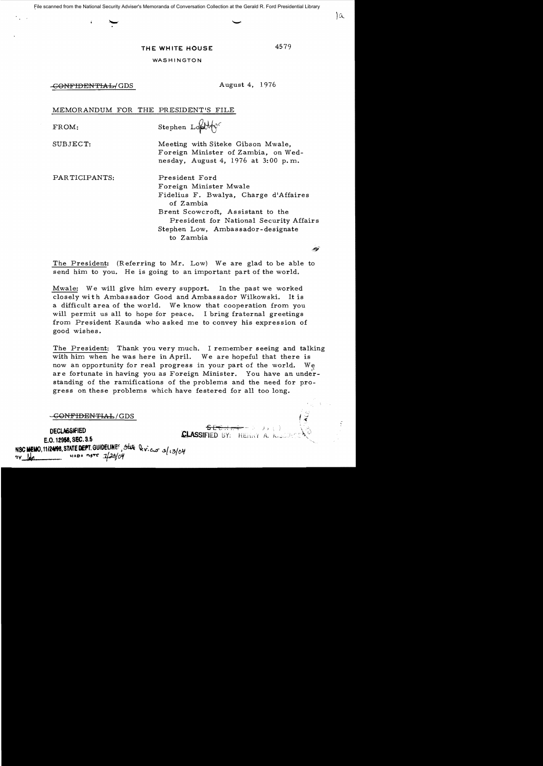File scanned from the National Security Adviser's Memoranda of Conversation Collection at the Gerald R. Ford Presidential Library

THE WHITE HOUSE

WASHINGTON

4579

~~CONFIDENTIAL~~/GDS

August 4, 1976

MEMORANDUM FOR THE PRESIDENT'S FILE

FROM: Stephen Low

SUBJECT: Meeting with Siteke Gibson Mwale, Foreign Minister of Zambia, on Wednesday, August 4, 1976 at 3:00 p.m.

PARTICIPANTS:
President Ford
Foreign Minister Mwale
Fidelius F. Bwalya, Charge d'Affaires of Zambia
Brent Scowcroft, Assistant to the President for National Security Affairs
Stephen Low, Ambassador-designate to Zambia

The President: (Referring to Mr. Low) We are glad to be able to send him to you. He is going to an important part of the world.

Mwale: We will give him every support. In the past we worked closely with Ambassador Good and Ambassador Wilkowski. It is a difficult area of the world. We know that cooperation from you will permit us all to hope for peace. I bring fraternal greetings from President Kaunda who asked me to convey his expression of good wishes.

The President: Thank you very much. I remember seeing and talking with him when he was here in April. We are hopeful that there is now an opportunity for real progress in your part of the world. We are fortunate in having you as Foreign Minister. You have an understanding of the ramifications of the problems and the need for progress on these problems which have festered for all too long.

~~CONFIDENTIAL~~/GDS

DECLASSIFIED
E.O. 12958, SEC. 3.5
NSC MEMO, 11/24/98, STATE DEPT. GUIDELINES, State Review 3/13/04
BY lda NARA DATE 7/29/04

CLASSIFIED BY: HENRY A. KISSINGER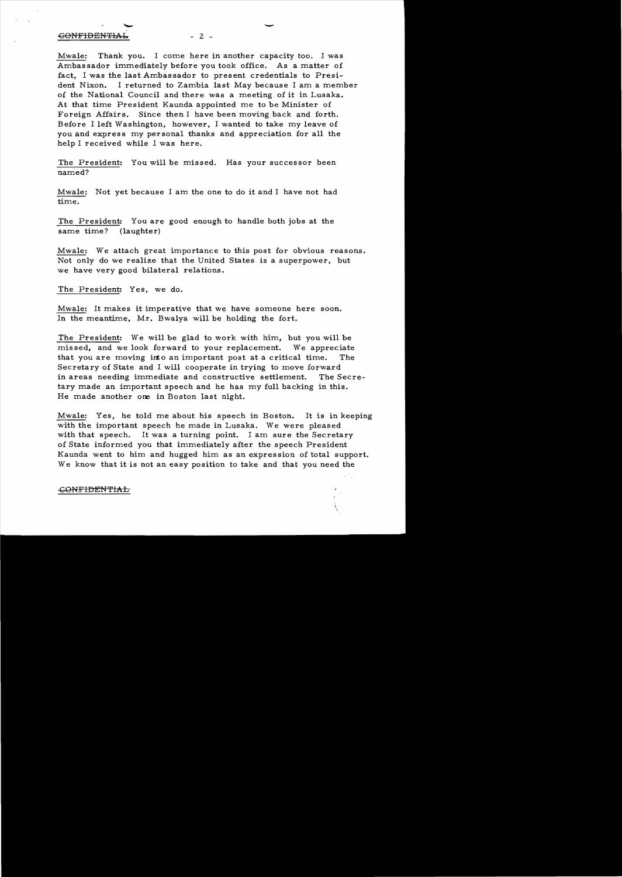Mwale: Thank you. I come here in another capacity too. I was Ambassador immediately before you took office. As a matter of fact, I was the last Ambassador to present credentials to President Nixon. I returned to Zambia last May because I am a member of the National Council and there was a meeting of it in Lusaka. At that time President Kaunda appointed me to be Minister of Foreign Affairs. Since then I have been moving back and forth. Before I left Washington, however, I wanted to take my leave of you and express my personal thanks and appreciation for all the help I received while I was here.

The President: You will be missed. Has your successor been named?

Mwale: Not yet because I am the one to do it and I have not had time.

The President: You are good enough to handle both jobs at the same time? (laughter)

Mwale: We attach great importance to this post for obvious reasons. Not only do we realize that the United States is a superpower, but we have very good bilateral relations.

The President: Yes, we do.

Mwale: It makes it imperative that we have someone here soon. In the meantime, Mr. Bwalya will be holding the fort.

The President: We will be glad to work with him, but you will be missed, and we look forward to your replacement. We appreciate that you are moving into an important post at a critical time. The Secretary of State and I will cooperate in trying to move forward in areas needing immediate and constructive settlement. The Secretary made an important speech and he has my full backing in this. He made another one in Boston last night.

Mwale: Yes, he told me about his speech in Boston. It is in keeping with the important speech he made in Lusaka. We were pleased with that speech. It was a turning point. I am sure the Secretary of State informed you that immediately after the speech President Kaunda went to him and hugged him as an expression of total support. We know that it is not an easy position to take and that you need the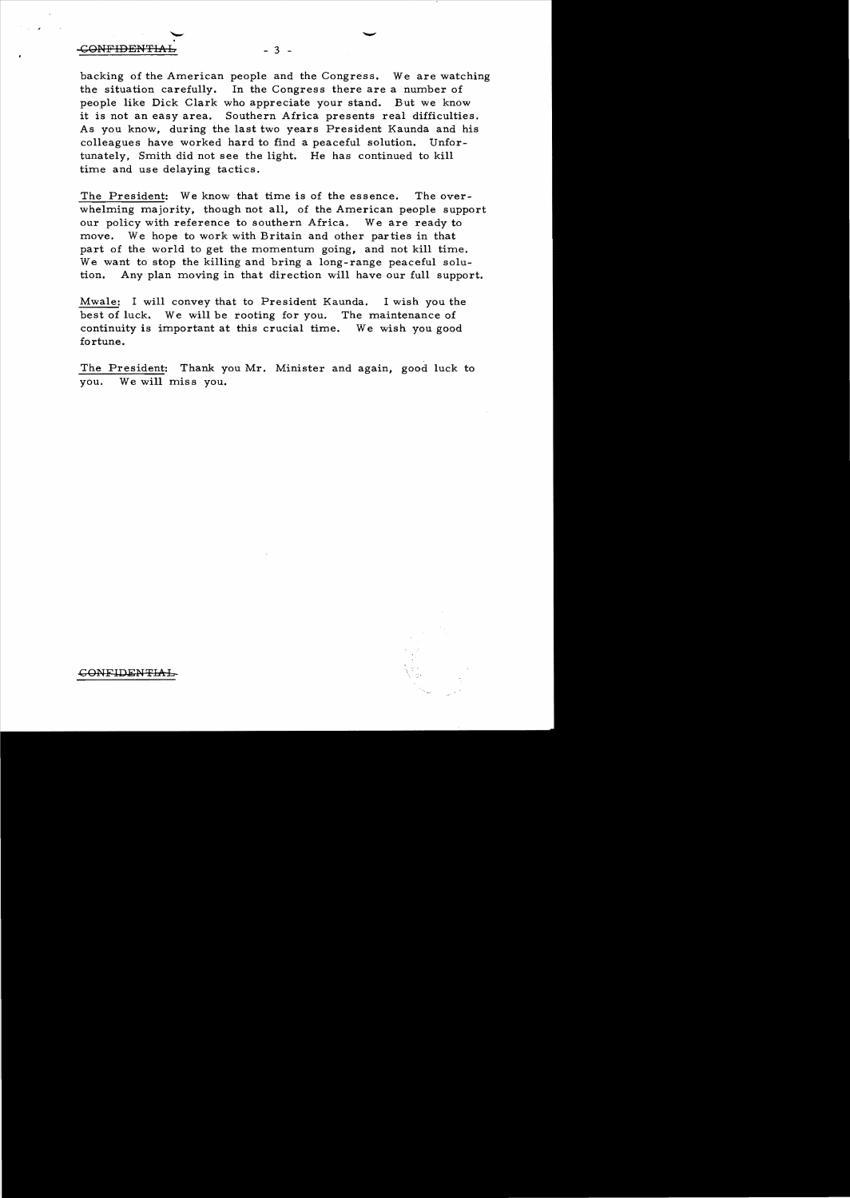backing of the American people and the Congress. We are watching the situation carefully. In the Congress there are a number of people like Dick Clark who appreciate your stand. But we know it is not an easy area. Southern Africa presents real difficulties. As you know, during the last two years President Kaunda and his colleagues have worked hard to find a peaceful solution. Unfortunately, Smith did not see the light. He has continued to kill time and use delaying tactics.

The President: We know that time is of the essence. The overwhelming majority, though not all, of the American people support our policy with reference to southern Africa. We are ready to move. We hope to work with Britain and other parties in that part of the world to get the momentum going, and not kill time. We want to stop the killing and bring a long-range peaceful solution. Any plan moving in that direction will have our full support.

Mwale: I will convey that to President Kaunda. I wish you the best of luck. We will be rooting for you. The maintenance of continuity is important at this crucial time. We wish you good fortune.

The President: Thank you Mr. Minister and again, good luck to you. We will miss you.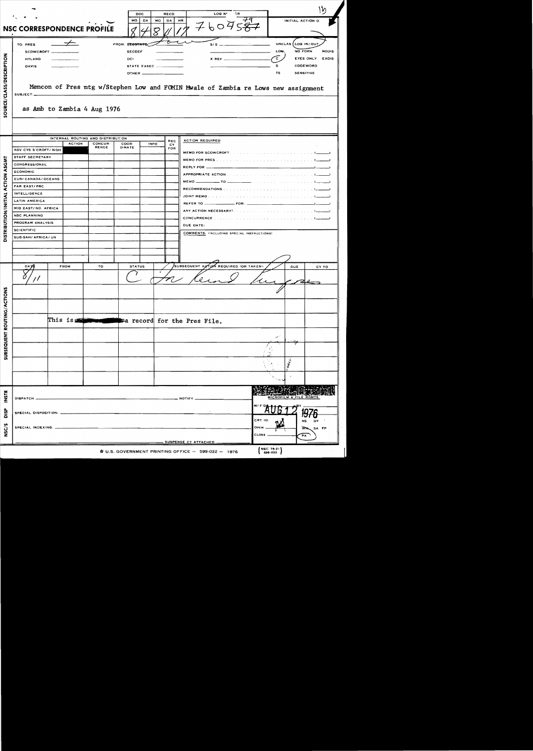# NSC CORRESPONDENCE PROFILE

| DOC MO | DOC DA | RECD MO | RECD DA | RECD HR | LOG NUMBER | INITIAL ACTION O |
|---|---|---|---|---|---|---|
| 8 | 4 | 8 | 11 | 17 | 7604587 (79) | |

TO: PRES ✓
SCOWCROFT
HYLAND
DAVIS

FROM: ~~SECSTATE~~ Low
SECDEF
DCI
STATE EXSEC
OTHER

S/S
X REF

UNCLAS (LOG IN/OUT) — NO FORN — NODIS
LOU
(C) — EYES ONLY — EXDIS
S — CODEWORD
TS — SENSITIVE

SUBJECT: Memcon of Pres mtg w/Stephen Low and FOMIN Mwale of Zambia re Lows new assignment as Amb to Zambia 4 Aug 1976

## INTERNAL ROUTING AND DISTRIBUTION

| | ACTION | CONCURRENCE | COORDINATE | INFO | REC CY FOR |
|---|---|---|---|---|---|
| ADV CYS S'CROFT/WGH | | | | | |
| STAFF SECRETARY | | | | | |
| CONGRESSIONAL | | | | | |
| ECONOMIC | | | | | |
| EUR/CANADA/OCEANS | | | | | |
| FAR EAST/PRC | | | | | |
| INTELLIGENCE | | | | | |
| LATIN AMERICA | | | | | |
| MID EAST/NO. AFRICA | | | | | |
| NSC PLANNING | | | | | |
| PROGRAM ANALYSIS | | | | | |
| SCIENTIFIC | | | | | |
| SUB-SAH/AFRICA/UN | | | | | |

ACTION REQUIRED
MEMO FOR SCOWCROFT
MEMO FOR PRES
REPLY FOR
APPROPRIATE ACTION
MEMO ___ TO ___
RECOMMENDATIONS
JOINT MEMO
REFER TO ___ FOR: ___
ANY ACTION NECESSARY?
CONCURRENCE
DUE DATE:
COMMENTS: (INCLUDING SPECIAL INSTRUCTIONS)

## SUBSEQUENT ROUTING/ACTIONS

| DATE | FROM | TO | STATUS | SUBSEQUENT ACTION REQUIRED (OR TAKEN): | DUE | CY TO |
|---|---|---|---|---|---|---|
| 8/11 | | | C | for Rend Larges | | |
| | This is a record for the Pres File. | | | | | |

DISPATCH ___ NOTIFY ___

SPECIAL DISPOSITION: ___

SPECIAL INDEXING: ___

SUSPENSE CY ATTACHED ___

MICROFILM & FILE RQMTS
M/F'D AUG 12 1976 BY
CRT ID:
OPEN
CLOSE
NS DY WH SA FP PA

U.S. GOVERNMENT PRINTING OFFICE — 599-022 — 1976 (NSC 76-21 599-022)